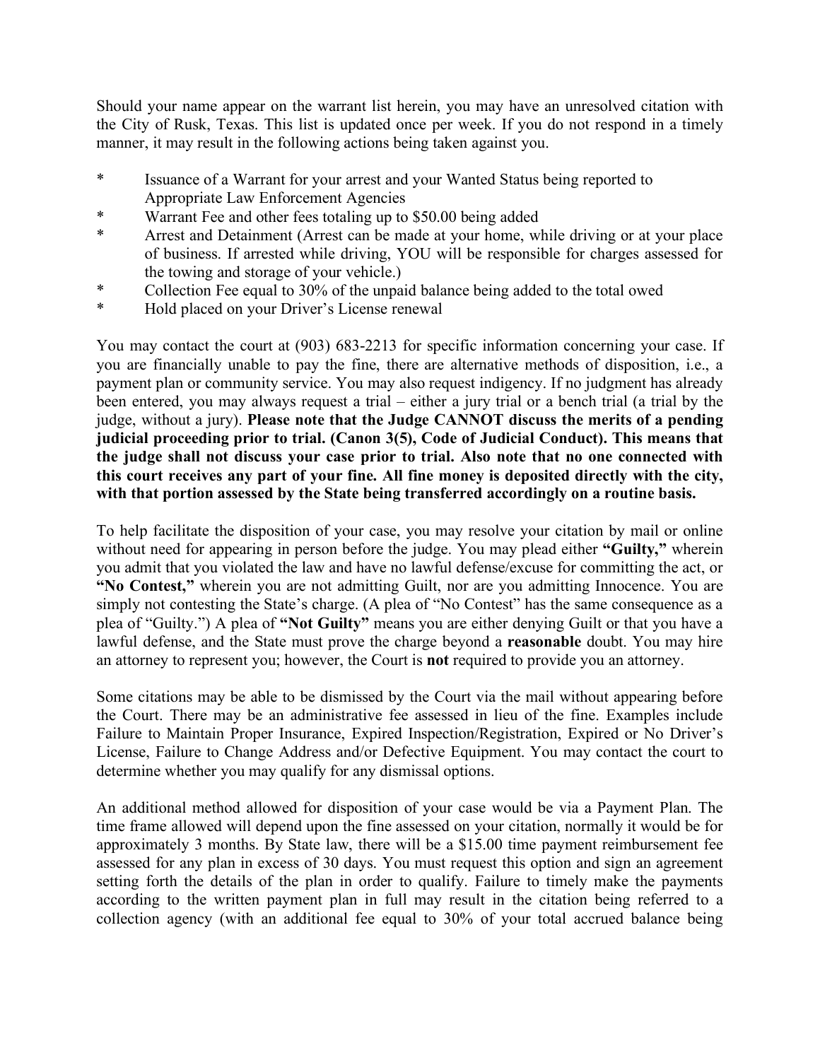Should your name appear on the warrant list herein, you may have an unresolved citation with the City of Rusk, Texas. This list is updated once per week. If you do not respond in a timely manner, it may result in the following actions being taken against you.

* Issuance of a Warrant for your arrest and your Wanted Status being reported to Appropriate Law Enforcement Agencies
* Warrant Fee and other fees totaling up to $50.00 being added
* Arrest and Detainment (Arrest can be made at your home, while driving or at your place of business. If arrested while driving, YOU will be responsible for charges assessed for the towing and storage of your vehicle.)
* Collection Fee equal to 30% of the unpaid balance being added to the total owed
* Hold placed on your Driver's License renewal

You may contact the court at (903) 683-2213 for specific information concerning your case. If you are financially unable to pay the fine, there are alternative methods of disposition, i.e., a payment plan or community service. You may also request indigency. If no judgment has already been entered, you may always request a trial – either a jury trial or a bench trial (a trial by the judge, without a jury). **Please note that the Judge CANNOT discuss the merits of a pending judicial proceeding prior to trial. (Canon 3(5), Code of Judicial Conduct). This means that the judge shall not discuss your case prior to trial. Also note that no one connected with this court receives any part of your fine. All fine money is deposited directly with the city, with that portion assessed by the State being transferred accordingly on a routine basis.**

To help facilitate the disposition of your case, you may resolve your citation by mail or online without need for appearing in person before the judge. You may plead either **"Guilty,"** wherein you admit that you violated the law and have no lawful defense/excuse for committing the act, or **"No Contest,"** wherein you are not admitting Guilt, nor are you admitting Innocence. You are simply not contesting the State's charge. (A plea of "No Contest" has the same consequence as a plea of "Guilty.") A plea of **"Not Guilty"** means you are either denying Guilt or that you have a lawful defense, and the State must prove the charge beyond a **reasonable** doubt. You may hire an attorney to represent you; however, the Court is **not** required to provide you an attorney.

Some citations may be able to be dismissed by the Court via the mail without appearing before the Court. There may be an administrative fee assessed in lieu of the fine. Examples include Failure to Maintain Proper Insurance, Expired Inspection/Registration, Expired or No Driver's License, Failure to Change Address and/or Defective Equipment. You may contact the court to determine whether you may qualify for any dismissal options.

An additional method allowed for disposition of your case would be via a Payment Plan. The time frame allowed will depend upon the fine assessed on your citation, normally it would be for approximately 3 months. By State law, there will be a $15.00 time payment reimbursement fee assessed for any plan in excess of 30 days. You must request this option and sign an agreement setting forth the details of the plan in order to qualify. Failure to timely make the payments according to the written payment plan in full may result in the citation being referred to a collection agency (with an additional fee equal to 30% of your total accrued balance being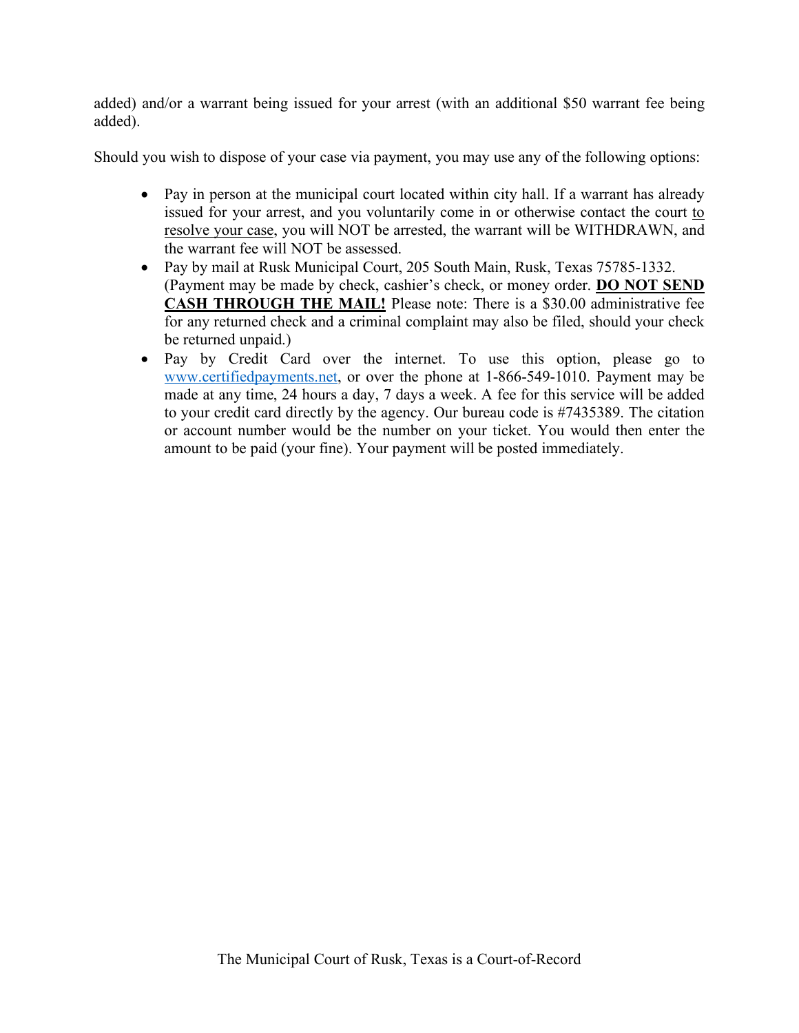added) and/or a warrant being issued for your arrest (with an additional $50 warrant fee being added).

Should you wish to dispose of your case via payment, you may use any of the following options:

- Pay in person at the municipal court located within city hall. If a warrant has already issued for your arrest, and you voluntarily come in or otherwise contact the court to resolve your case, you will NOT be arrested, the warrant will be WITHDRAWN, and the warrant fee will NOT be assessed.
- Pay by mail at Rusk Municipal Court, 205 South Main, Rusk, Texas 75785-1332. (Payment may be made by check, cashier's check, or money order. **DO NOT SEND CASH THROUGH THE MAIL!** Please note: There is a $30.00 administrative fee for any returned check and a criminal complaint may also be filed, should your check be returned unpaid.)
- Pay by Credit Card over the internet. To use this option, please go to [www.certifiedpayments.net](http://www.certifiedpayments.net), or over the phone at 1-866-549-1010. Payment may be made at any time, 24 hours a day, 7 days a week. A fee for this service will be added to your credit card directly by the agency. Our bureau code is #7435389. The citation or account number would be the number on your ticket. You would then enter the amount to be paid (your fine). Your payment will be posted immediately.

The Municipal Court of Rusk, Texas is a Court-of-Record